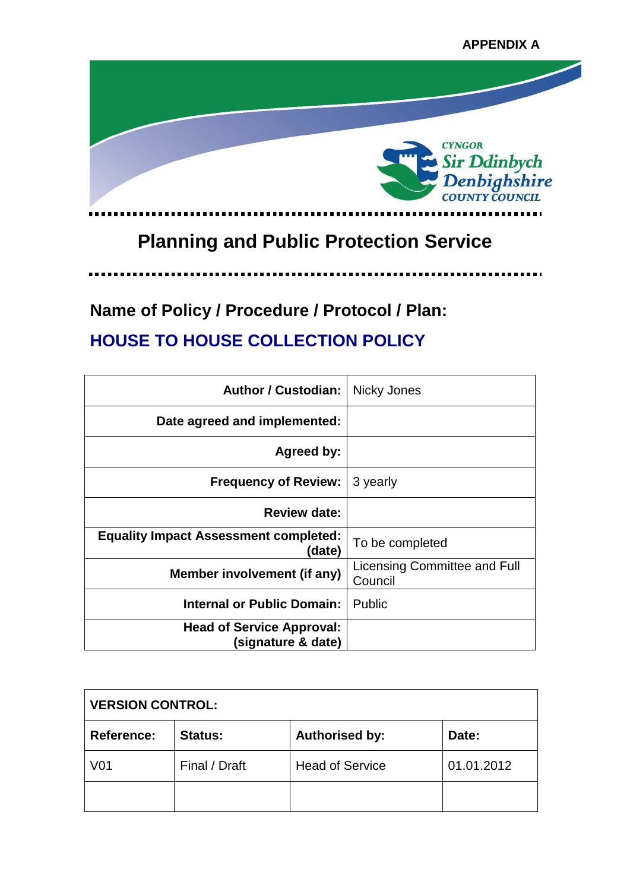APPENDIX A

CYNGOR Sir Ddinbych Denbighshire COUNTY COUNCIL

# Planning and Public Protection Service

## Name of Policy / Procedure / Protocol / Plan:

## HOUSE TO HOUSE COLLECTION POLICY

| | |
|---|---|
| **Author / Custodian:** | Nicky Jones |
| **Date agreed and implemented:** | |
| **Agreed by:** | |
| **Frequency of Review:** | 3 yearly |
| **Review date:** | |
| **Equality Impact Assessment completed: (date)** | To be completed |
| **Member involvement (if any)** | Licensing Committee and Full Council |
| **Internal or Public Domain:** | Public |
| **Head of Service Approval: (signature & date)** | |

| **VERSION CONTROL:** | | | |
|---|---|---|---|
| **Reference:** | **Status:** | **Authorised by:** | **Date:** |
| V01 | Final / Draft | Head of Service | 01.01.2012 |
| | | | |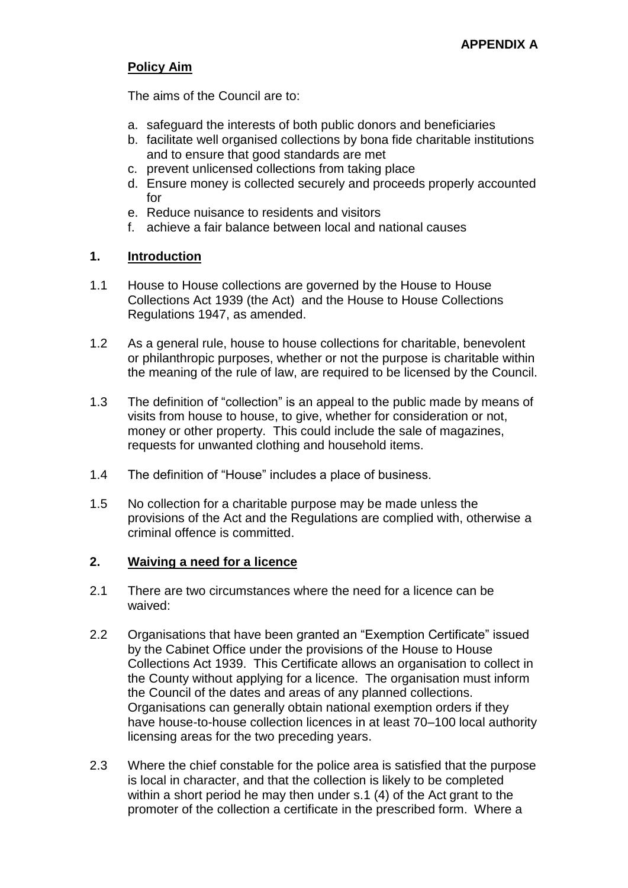**APPENDIX A**

## Policy Aim

The aims of the Council are to:

a. safeguard the interests of both public donors and beneficiaries
b. facilitate well organised collections by bona fide charitable institutions and to ensure that good standards are met
c. prevent unlicensed collections from taking place
d. Ensure money is collected securely and proceeds properly accounted for
e. Reduce nuisance to residents and visitors
f. achieve a fair balance between local and national causes

## 1. Introduction

1.1 House to House collections are governed by the House to House Collections Act 1939 (the Act) and the House to House Collections Regulations 1947, as amended.

1.2 As a general rule, house to house collections for charitable, benevolent or philanthropic purposes, whether or not the purpose is charitable within the meaning of the rule of law, are required to be licensed by the Council.

1.3 The definition of "collection" is an appeal to the public made by means of visits from house to house, to give, whether for consideration or not, money or other property. This could include the sale of magazines, requests for unwanted clothing and household items.

1.4 The definition of "House" includes a place of business.

1.5 No collection for a charitable purpose may be made unless the provisions of the Act and the Regulations are complied with, otherwise a criminal offence is committed.

## 2. Waiving a need for a licence

2.1 There are two circumstances where the need for a licence can be waived:

2.2 Organisations that have been granted an "Exemption Certificate" issued by the Cabinet Office under the provisions of the House to House Collections Act 1939. This Certificate allows an organisation to collect in the County without applying for a licence. The organisation must inform the Council of the dates and areas of any planned collections. Organisations can generally obtain national exemption orders if they have house-to-house collection licences in at least 70–100 local authority licensing areas for the two preceding years.

2.3 Where the chief constable for the police area is satisfied that the purpose is local in character, and that the collection is likely to be completed within a short period he may then under s.1 (4) of the Act grant to the promoter of the collection a certificate in the prescribed form. Where a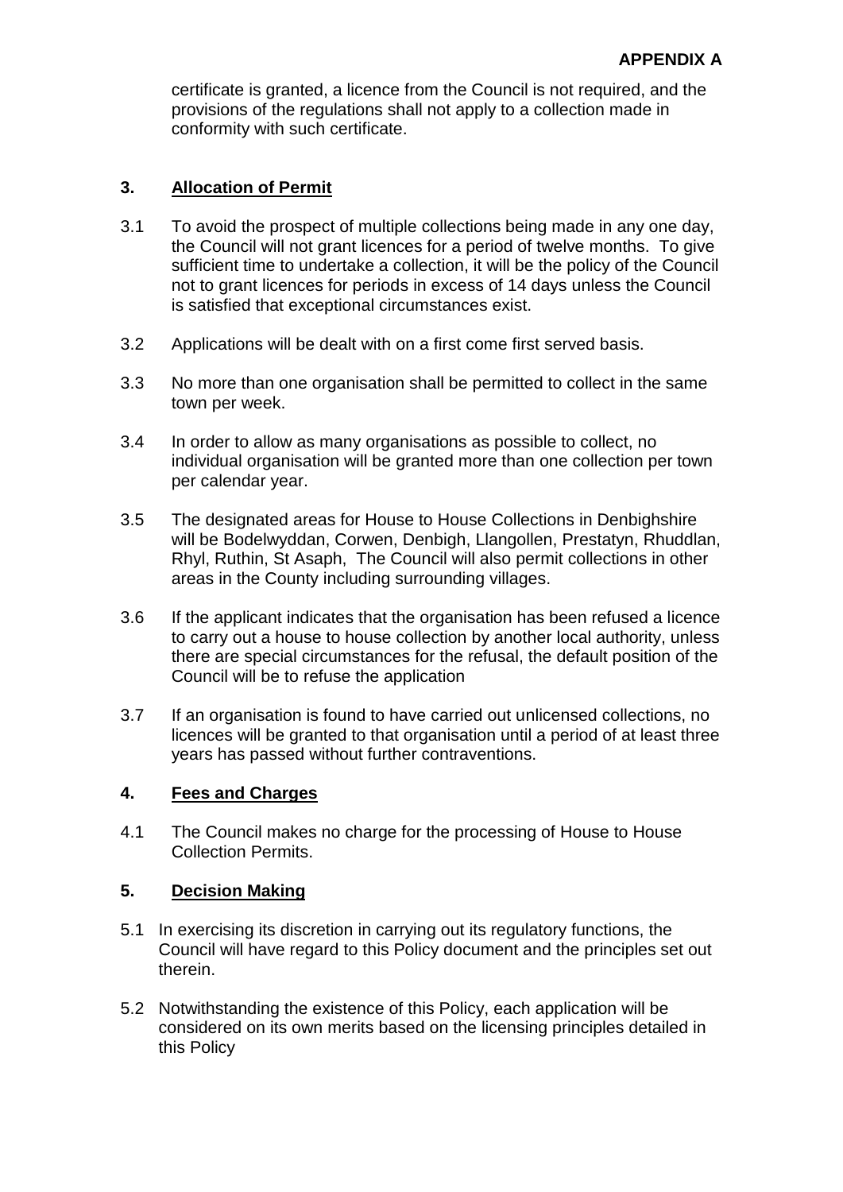certificate is granted, a licence from the Council is not required, and the provisions of the regulations shall not apply to a collection made in conformity with such certificate.

## 3. Allocation of Permit

3.1 To avoid the prospect of multiple collections being made in any one day, the Council will not grant licences for a period of twelve months. To give sufficient time to undertake a collection, it will be the policy of the Council not to grant licences for periods in excess of 14 days unless the Council is satisfied that exceptional circumstances exist.

3.2 Applications will be dealt with on a first come first served basis.

3.3 No more than one organisation shall be permitted to collect in the same town per week.

3.4 In order to allow as many organisations as possible to collect, no individual organisation will be granted more than one collection per town per calendar year.

3.5 The designated areas for House to House Collections in Denbighshire will be Bodelwyddan, Corwen, Denbigh, Llangollen, Prestatyn, Rhuddlan, Rhyl, Ruthin, St Asaph, The Council will also permit collections in other areas in the County including surrounding villages.

3.6 If the applicant indicates that the organisation has been refused a licence to carry out a house to house collection by another local authority, unless there are special circumstances for the refusal, the default position of the Council will be to refuse the application

3.7 If an organisation is found to have carried out unlicensed collections, no licences will be granted to that organisation until a period of at least three years has passed without further contraventions.

## 4. Fees and Charges

4.1 The Council makes no charge for the processing of House to House Collection Permits.

## 5. Decision Making

5.1 In exercising its discretion in carrying out its regulatory functions, the Council will have regard to this Policy document and the principles set out therein.

5.2 Notwithstanding the existence of this Policy, each application will be considered on its own merits based on the licensing principles detailed in this Policy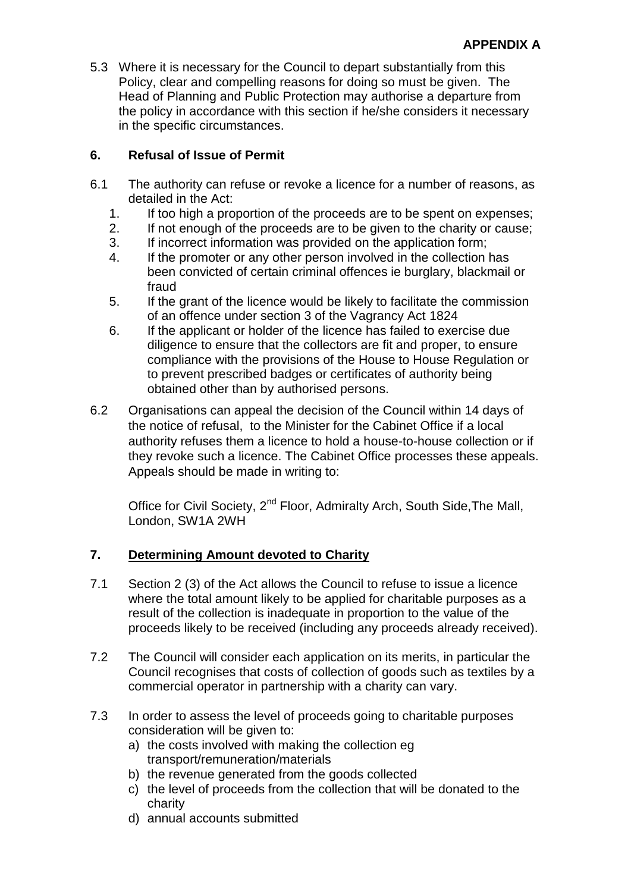**APPENDIX A**

5.3 Where it is necessary for the Council to depart substantially from this Policy, clear and compelling reasons for doing so must be given. The Head of Planning and Public Protection may authorise a departure from the policy in accordance with this section if he/she considers it necessary in the specific circumstances.

## 6. Refusal of Issue of Permit

6.1 The authority can refuse or revoke a licence for a number of reasons, as detailed in the Act:

1. If too high a proportion of the proceeds are to be spent on expenses;
2. If not enough of the proceeds are to be given to the charity or cause;
3. If incorrect information was provided on the application form;
4. If the promoter or any other person involved in the collection has been convicted of certain criminal offences ie burglary, blackmail or fraud
5. If the grant of the licence would be likely to facilitate the commission of an offence under section 3 of the Vagrancy Act 1824
6. If the applicant or holder of the licence has failed to exercise due diligence to ensure that the collectors are fit and proper, to ensure compliance with the provisions of the House to House Regulation or to prevent prescribed badges or certificates of authority being obtained other than by authorised persons.

6.2 Organisations can appeal the decision of the Council within 14 days of the notice of refusal, to the Minister for the Cabinet Office if a local authority refuses them a licence to hold a house-to-house collection or if they revoke such a licence. The Cabinet Office processes these appeals. Appeals should be made in writing to:

Office for Civil Society, 2nd Floor, Admiralty Arch, South Side,The Mall, London, SW1A 2WH

## 7. Determining Amount devoted to Charity

7.1 Section 2 (3) of the Act allows the Council to refuse to issue a licence where the total amount likely to be applied for charitable purposes as a result of the collection is inadequate in proportion to the value of the proceeds likely to be received (including any proceeds already received).

7.2 The Council will consider each application on its merits, in particular the Council recognises that costs of collection of goods such as textiles by a commercial operator in partnership with a charity can vary.

7.3 In order to assess the level of proceeds going to charitable purposes consideration will be given to:

a) the costs involved with making the collection eg transport/remuneration/materials
b) the revenue generated from the goods collected
c) the level of proceeds from the collection that will be donated to the charity
d) annual accounts submitted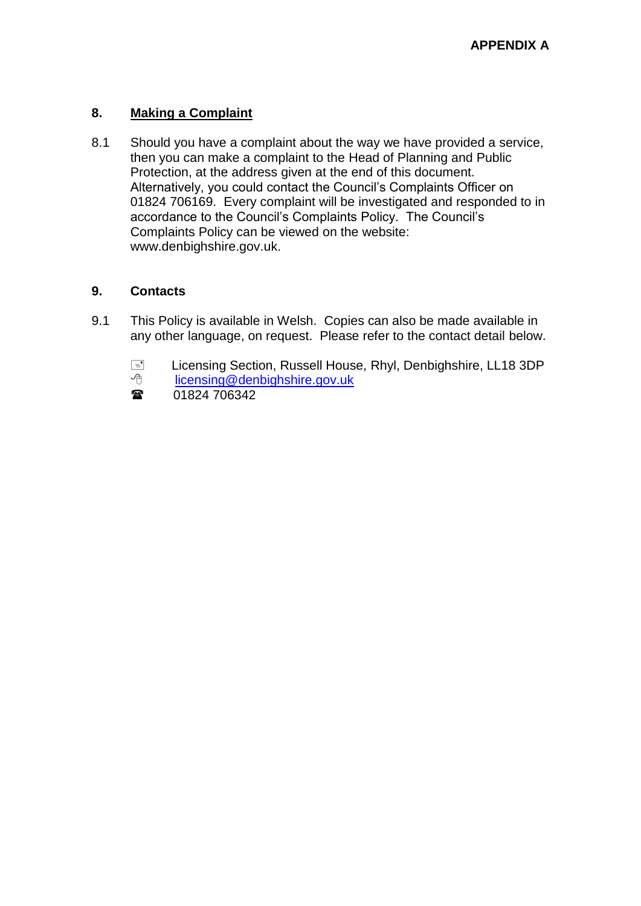**APPENDIX A**

## 8. Making a Complaint

8.1 Should you have a complaint about the way we have provided a service, then you can make a complaint to the Head of Planning and Public Protection, at the address given at the end of this document. Alternatively, you could contact the Council's Complaints Officer on 01824 706169. Every complaint will be investigated and responded to in accordance to the Council's Complaints Policy. The Council's Complaints Policy can be viewed on the website: www.denbighshire.gov.uk.

## 9. Contacts

9.1 This Policy is available in Welsh. Copies can also be made available in any other language, on request. Please refer to the contact detail below.

- Licensing Section, Russell House, Rhyl, Denbighshire, LL18 3DP
- licensing@denbighshire.gov.uk
- 01824 706342